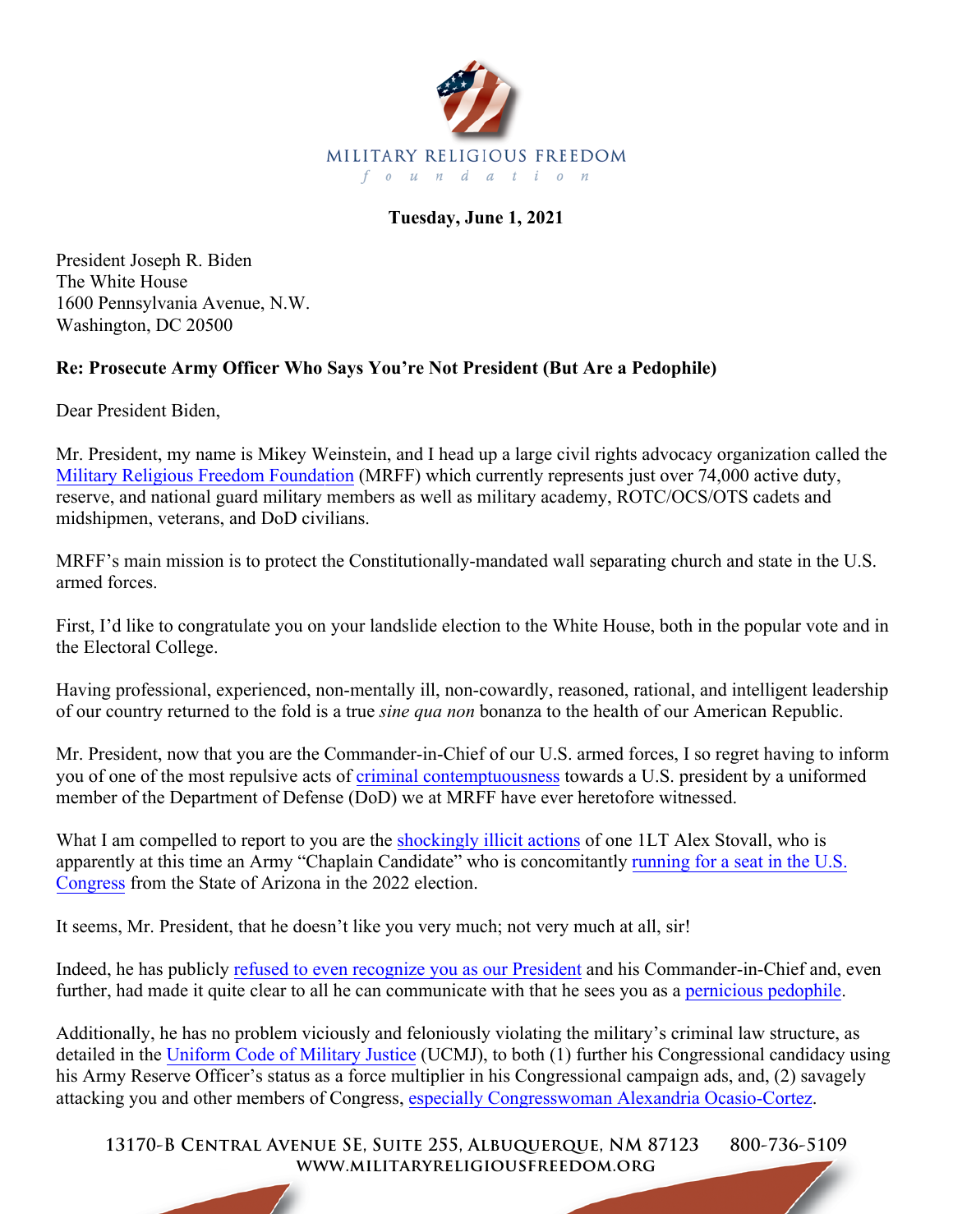MILITARY RELIGIOUS FREEDOM

foundation

**Tuesday, June 1, 2021**

President Joseph R. Biden
The White House
1600 Pennsylvania Avenue, N.W.
Washington, DC 20500

**Re: Prosecute Army Officer Who Says You're Not President (But Are a Pedophile)**

Dear President Biden,

Mr. President, my name is Mikey Weinstein, and I head up a large civil rights advocacy organization called the Military Religious Freedom Foundation (MRFF) which currently represents just over 74,000 active duty, reserve, and national guard military members as well as military academy, ROTC/OCS/OTS cadets and midshipmen, veterans, and DoD civilians.

MRFF's main mission is to protect the Constitutionally-mandated wall separating church and state in the U.S. armed forces.

First, I'd like to congratulate you on your landslide election to the White House, both in the popular vote and in the Electoral College.

Having professional, experienced, non-mentally ill, non-cowardly, reasoned, rational, and intelligent leadership of our country returned to the fold is a true *sine qua non* bonanza to the health of our American Republic.

Mr. President, now that you are the Commander-in-Chief of our U.S. armed forces, I so regret having to inform you of one of the most repulsive acts of criminal contemptuousness towards a U.S. president by a uniformed member of the Department of Defense (DoD) we at MRFF have ever heretofore witnessed.

What I am compelled to report to you are the shockingly illicit actions of one 1LT Alex Stovall, who is apparently at this time an Army "Chaplain Candidate" who is concomitantly running for a seat in the U.S. Congress from the State of Arizona in the 2022 election.

It seems, Mr. President, that he doesn't like you very much; not very much at all, sir!

Indeed, he has publicly refused to even recognize you as our President and his Commander-in-Chief and, even further, had made it quite clear to all he can communicate with that he sees you as a pernicious pedophile.

Additionally, he has no problem viciously and feloniously violating the military's criminal law structure, as detailed in the Uniform Code of Military Justice (UCMJ), to both (1) further his Congressional candidacy using his Army Reserve Officer's status as a force multiplier in his Congressional campaign ads, and, (2) savagely attacking you and other members of Congress, especially Congresswoman Alexandria Ocasio-Cortez.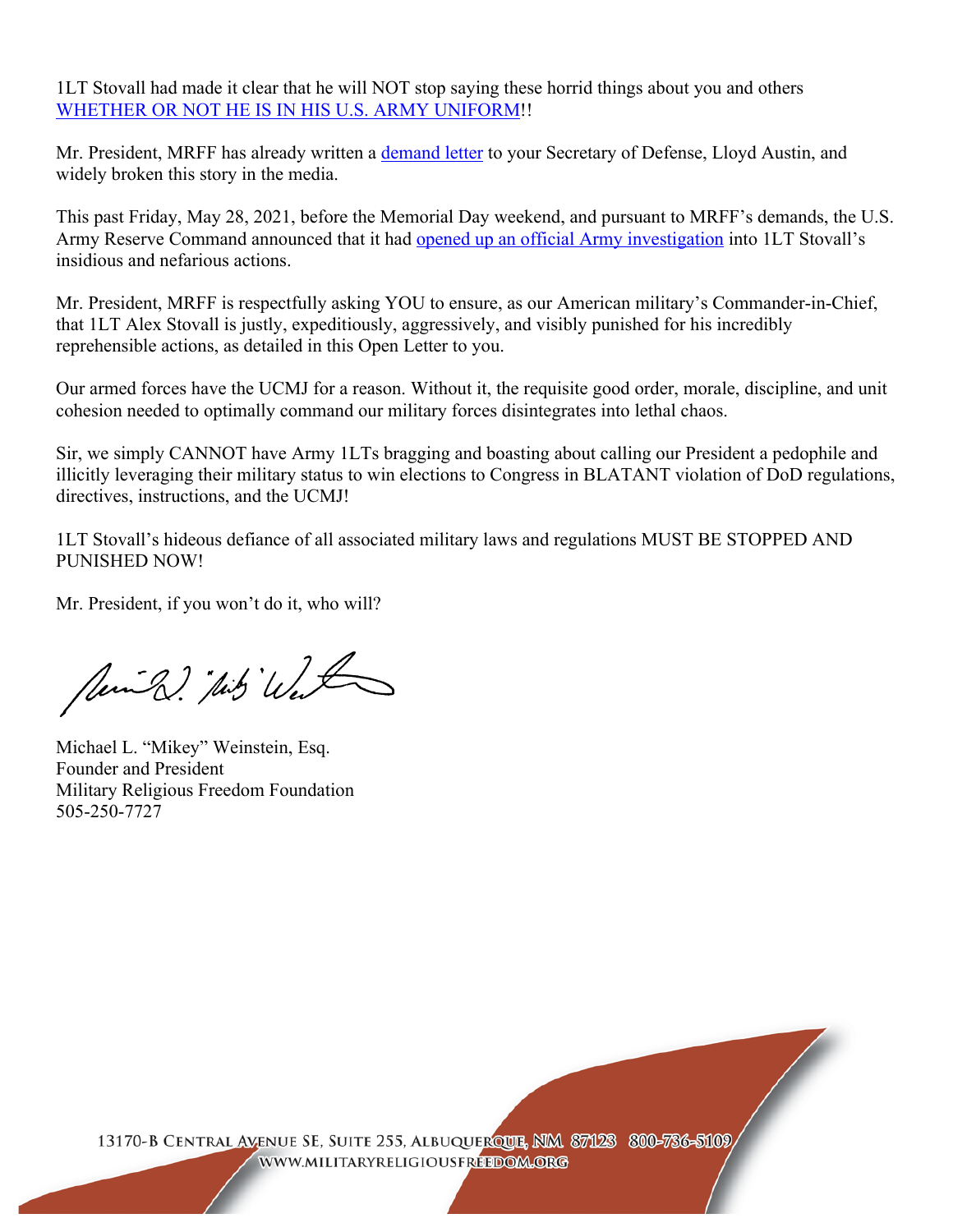1LT Stovall had made it clear that he will NOT stop saying these horrid things about you and others WHETHER OR NOT HE IS IN HIS U.S. ARMY UNIFORM!!

Mr. President, MRFF has already written a demand letter to your Secretary of Defense, Lloyd Austin, and widely broken this story in the media.

This past Friday, May 28, 2021, before the Memorial Day weekend, and pursuant to MRFF's demands, the U.S. Army Reserve Command announced that it had opened up an official Army investigation into 1LT Stovall's insidious and nefarious actions.

Mr. President, MRFF is respectfully asking YOU to ensure, as our American military's Commander-in-Chief, that 1LT Alex Stovall is justly, expeditiously, aggressively, and visibly punished for his incredibly reprehensible actions, as detailed in this Open Letter to you.

Our armed forces have the UCMJ for a reason. Without it, the requisite good order, morale, discipline, and unit cohesion needed to optimally command our military forces disintegrates into lethal chaos.

Sir, we simply CANNOT have Army 1LTs bragging and boasting about calling our President a pedophile and illicitly leveraging their military status to win elections to Congress in BLATANT violation of DoD regulations, directives, instructions, and the UCMJ!

1LT Stovall's hideous defiance of all associated military laws and regulations MUST BE STOPPED AND PUNISHED NOW!

Mr. President, if you won't do it, who will?

Michael L. "Mikey" Weinstein, Esq.
Founder and President
Military Religious Freedom Foundation
505-250-7727